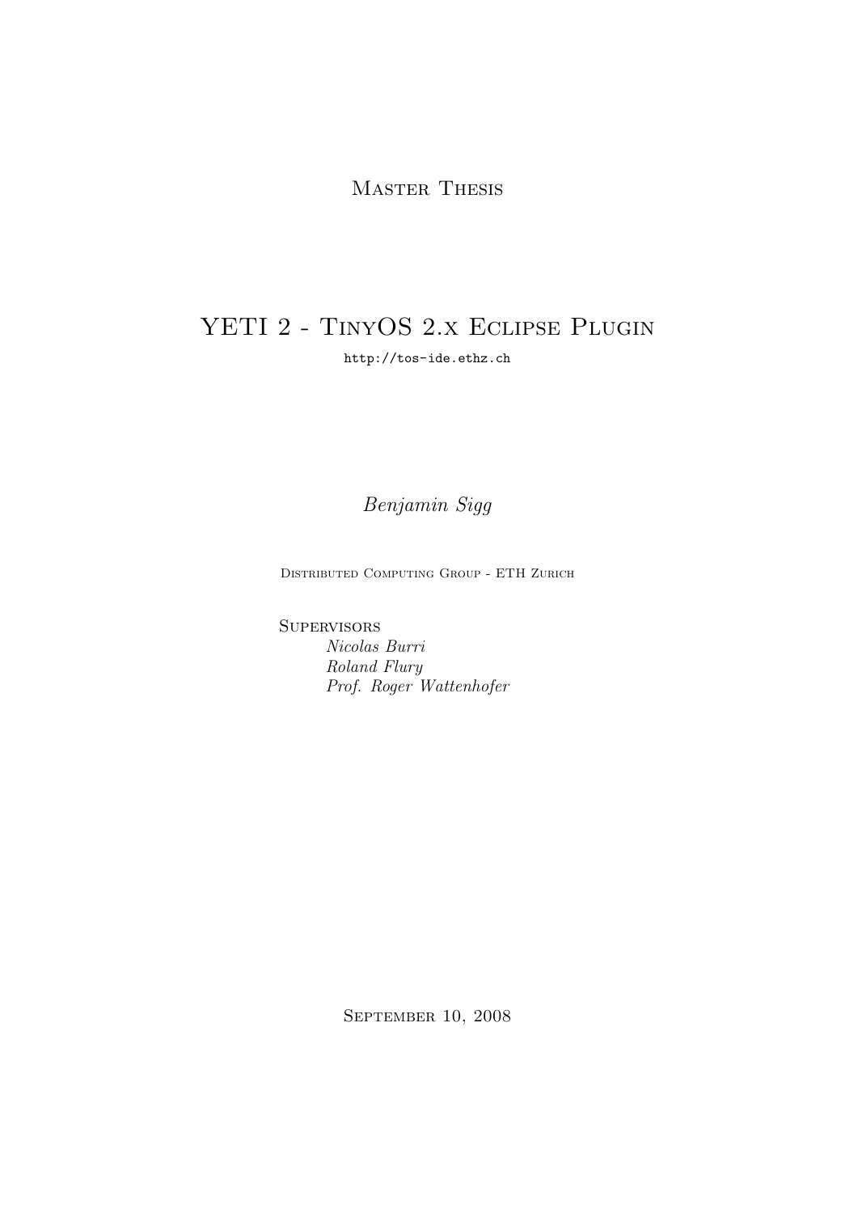Master Thesis

# YETI 2 - TinyOS 2.x Eclipse Plugin

http://tos-ide.ethz.ch

*Benjamin Sigg*

Distributed Computing Group - ETH Zurich

Supervisors
*Nicolas Burri*
*Roland Flury*
*Prof. Roger Wattenhofer*

September 10, 2008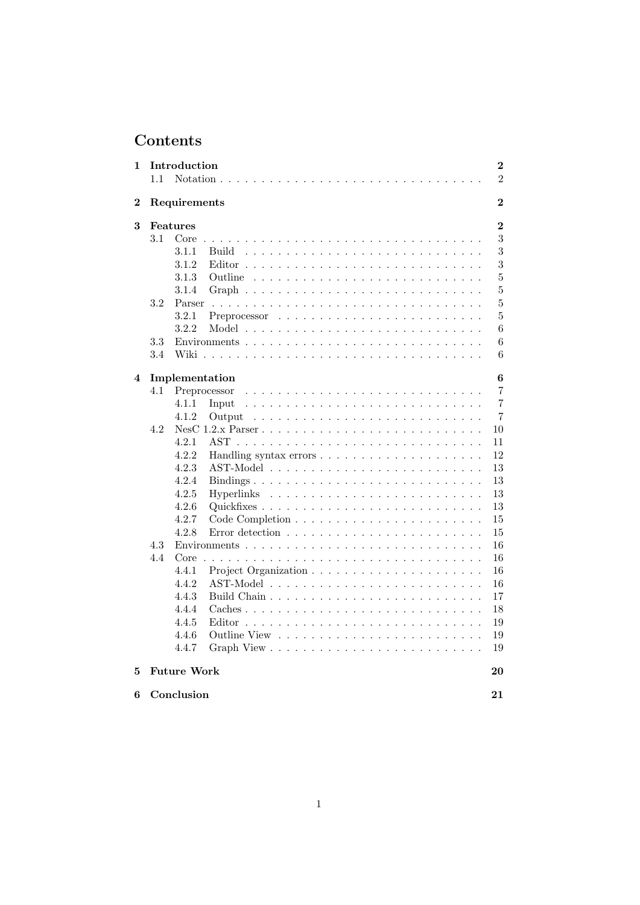# Contents

- **1 Introduction** — 2
  - 1.1 Notation — 2
- **2 Requirements** — 2
- **3 Features** — 2
  - 3.1 Core — 3
    - 3.1.1 Build — 3
    - 3.1.2 Editor — 3
    - 3.1.3 Outline — 5
    - 3.1.4 Graph — 5
  - 3.2 Parser — 5
    - 3.2.1 Preprocessor — 5
    - 3.2.2 Model — 6
  - 3.3 Environments — 6
  - 3.4 Wiki — 6
- **4 Implementation** — 6
  - 4.1 Preprocessor — 7
    - 4.1.1 Input — 7
    - 4.1.2 Output — 7
  - 4.2 NesC 1.2.x Parser — 10
    - 4.2.1 AST — 11
    - 4.2.2 Handling syntax errors — 12
    - 4.2.3 AST-Model — 13
    - 4.2.4 Bindings — 13
    - 4.2.5 Hyperlinks — 13
    - 4.2.6 Quickfixes — 13
    - 4.2.7 Code Completion — 15
    - 4.2.8 Error detection — 15
  - 4.3 Environments — 16
  - 4.4 Core — 16
    - 4.4.1 Project Organization — 16
    - 4.4.2 AST-Model — 16
    - 4.4.3 Build Chain — 17
    - 4.4.4 Caches — 18
    - 4.4.5 Editor — 19
    - 4.4.6 Outline View — 19
    - 4.4.7 Graph View — 19
- **5 Future Work** — 20
- **6 Conclusion** — 21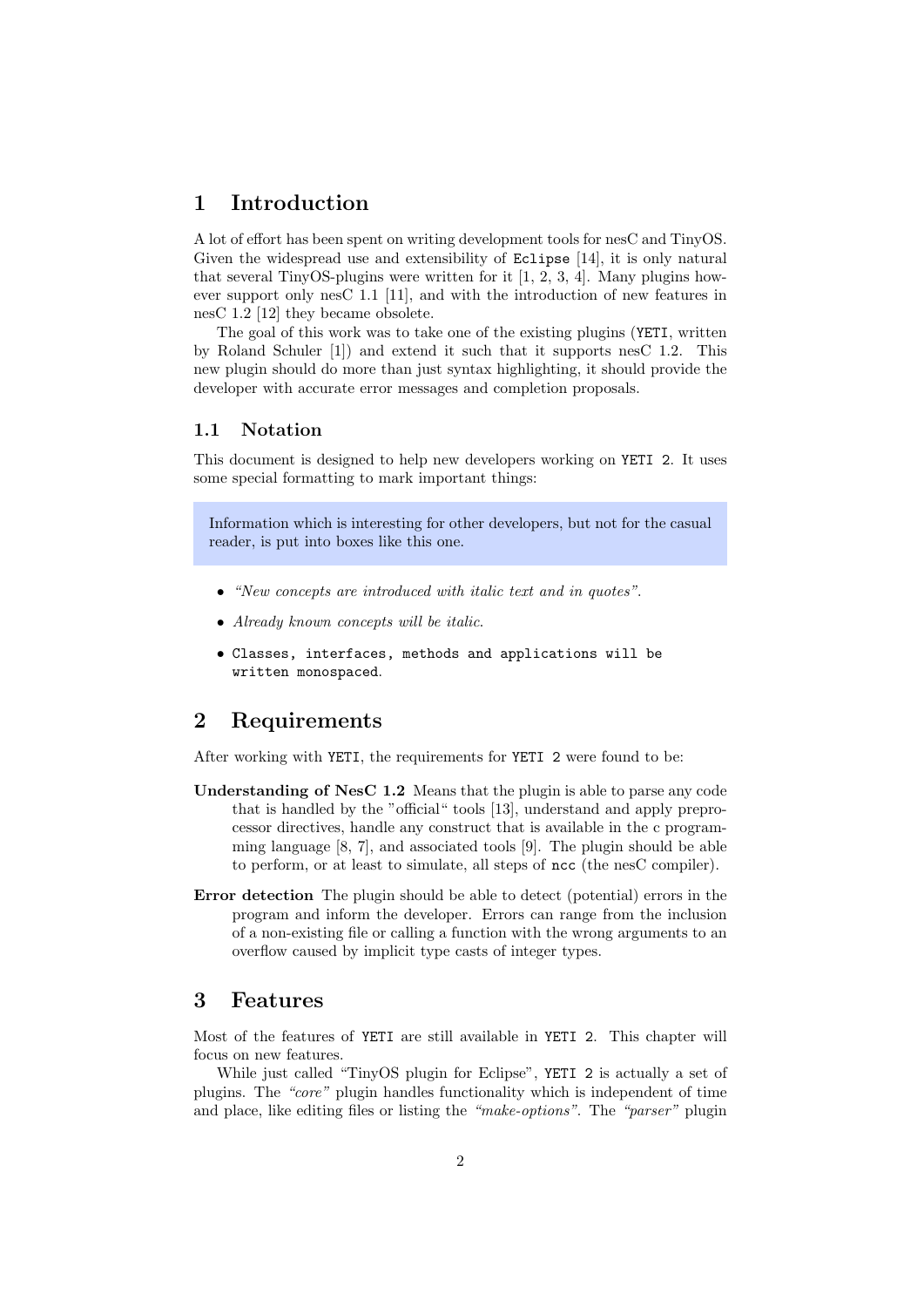# 1 Introduction

A lot of effort has been spent on writing development tools for nesC and TinyOS. Given the widespread use and extensibility of `Eclipse` [14], it is only natural that several TinyOS-plugins were written for it [1, 2, 3, 4]. Many plugins however support only nesC 1.1 [11], and with the introduction of new features in nesC 1.2 [12] they became obsolete.

The goal of this work was to take one of the existing plugins (`YETI`, written by Roland Schuler [1]) and extend it such that it supports nesC 1.2. This new plugin should do more than just syntax highlighting, it should provide the developer with accurate error messages and completion proposals.

## 1.1 Notation

This document is designed to help new developers working on `YETI 2`. It uses some special formatting to mark important things:

> Information which is interesting for other developers, but not for the casual reader, is put into boxes like this one.

- *"New concepts are introduced with italic text and in quotes".*
- *Already known concepts will be italic.*
- `Classes, interfaces, methods and applications will be written monospaced.`

# 2 Requirements

After working with `YETI`, the requirements for `YETI 2` were found to be:

**Understanding of NesC 1.2** Means that the plugin is able to parse any code that is handled by the "official" tools [13], understand and apply preprocessor directives, handle any construct that is available in the c programming language [8, 7], and associated tools [9]. The plugin should be able to perform, or at least to simulate, all steps of `ncc` (the nesC compiler).

**Error detection** The plugin should be able to detect (potential) errors in the program and inform the developer. Errors can range from the inclusion of a non-existing file or calling a function with the wrong arguments to an overflow caused by implicit type casts of integer types.

# 3 Features

Most of the features of `YETI` are still available in `YETI 2`. This chapter will focus on new features.

While just called "TinyOS plugin for Eclipse", `YETI 2` is actually a set of plugins. The *"core"* plugin handles functionality which is independent of time and place, like editing files or listing the *"make-options"*. The *"parser"* plugin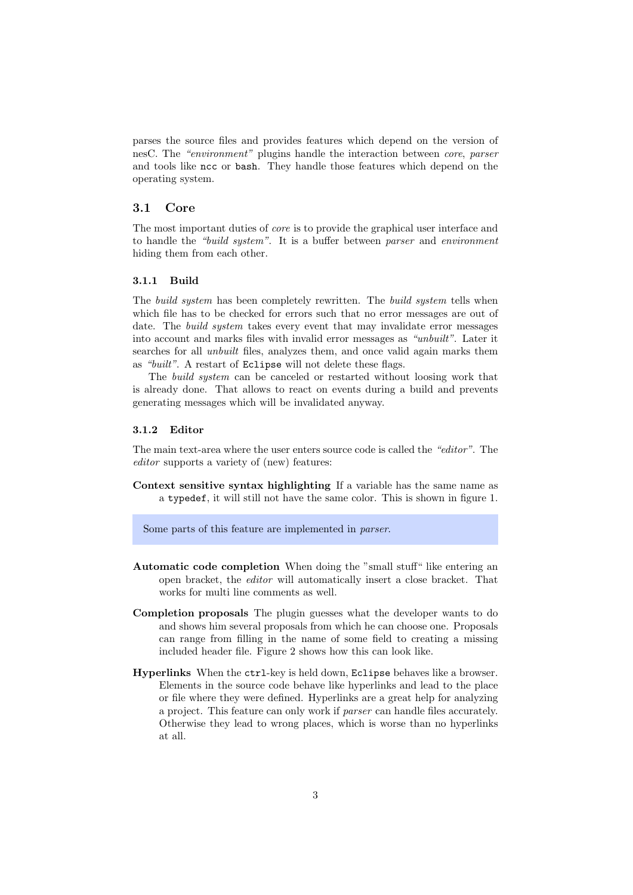parses the source files and provides features which depend on the version of nesC. The *"environment"* plugins handle the interaction between *core*, *parser* and tools like `ncc` or `bash`. They handle those features which depend on the operating system.

## 3.1 Core

The most important duties of *core* is to provide the graphical user interface and to handle the *"build system"*. It is a buffer between *parser* and *environment* hiding them from each other.

### 3.1.1 Build

The *build system* has been completely rewritten. The *build system* tells when which file has to be checked for errors such that no error messages are out of date. The *build system* takes every event that may invalidate error messages into account and marks files with invalid error messages as *"unbuilt"*. Later it searches for all *unbuilt* files, analyzes them, and once valid again marks them as *"built"*. A restart of `Eclipse` will not delete these flags.

The *build system* can be canceled or restarted without loosing work that is already done. That allows to react on events during a build and prevents generating messages which will be invalidated anyway.

### 3.1.2 Editor

The main text-area where the user enters source code is called the *"editor"*. The *editor* supports a variety of (new) features:

**Context sensitive syntax highlighting** If a variable has the same name as a `typedef`, it will still not have the same color. This is shown in figure 1.

> Some parts of this feature are implemented in *parser*.

**Automatic code completion** When doing the "small stuff" like entering an open bracket, the *editor* will automatically insert a close bracket. That works for multi line comments as well.

**Completion proposals** The plugin guesses what the developer wants to do and shows him several proposals from which he can choose one. Proposals can range from filling in the name of some field to creating a missing included header file. Figure 2 shows how this can look like.

**Hyperlinks** When the `ctrl`-key is held down, `Eclipse` behaves like a browser. Elements in the source code behave like hyperlinks and lead to the place or file where they were defined. Hyperlinks are a great help for analyzing a project. This feature can only work if *parser* can handle files accurately. Otherwise they lead to wrong places, which is worse than no hyperlinks at all.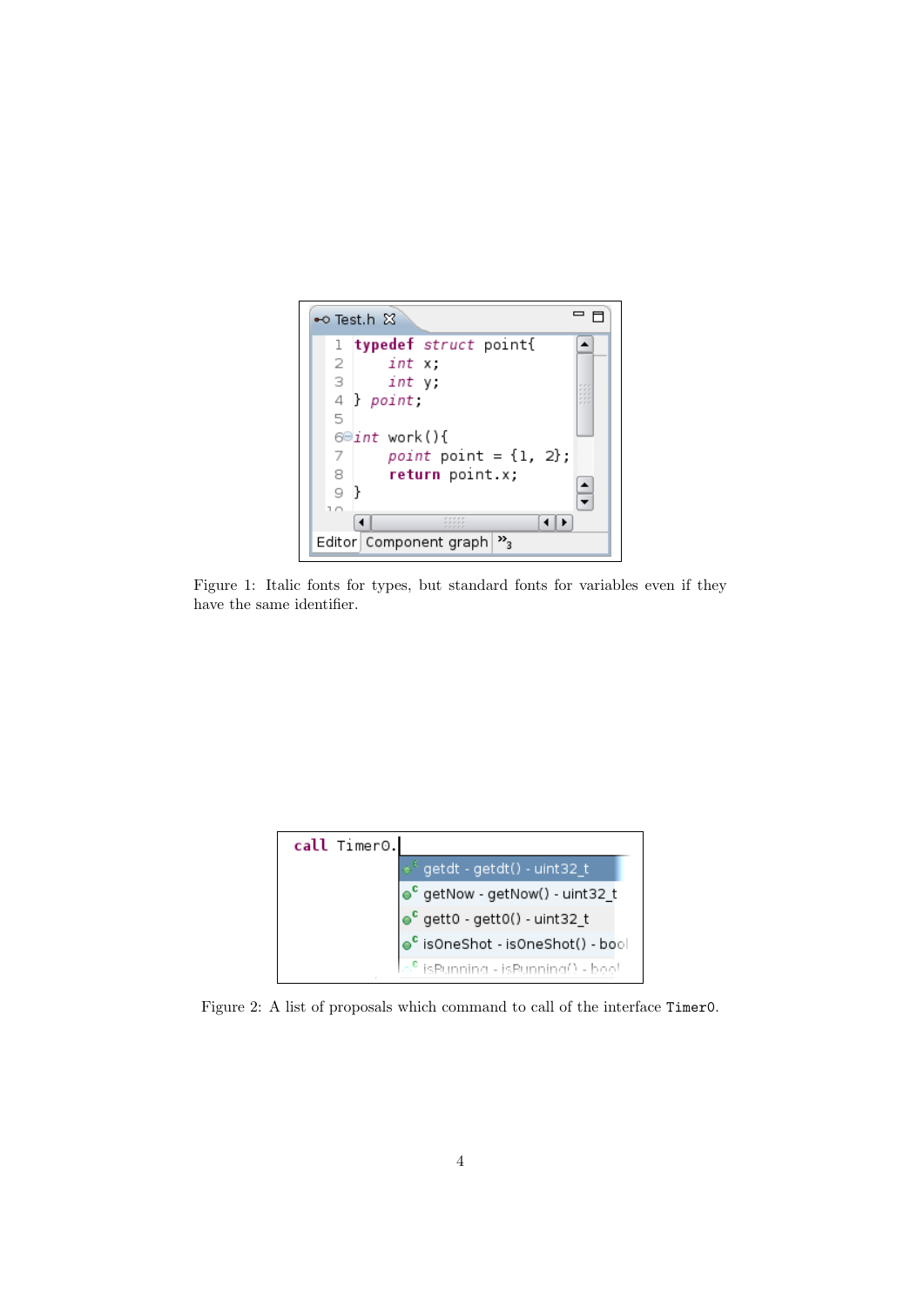Figure 1: Italic fonts for types, but standard fonts for variables even if they have the same identifier.

Figure 2: A list of proposals which command to call of the interface `Timer0`.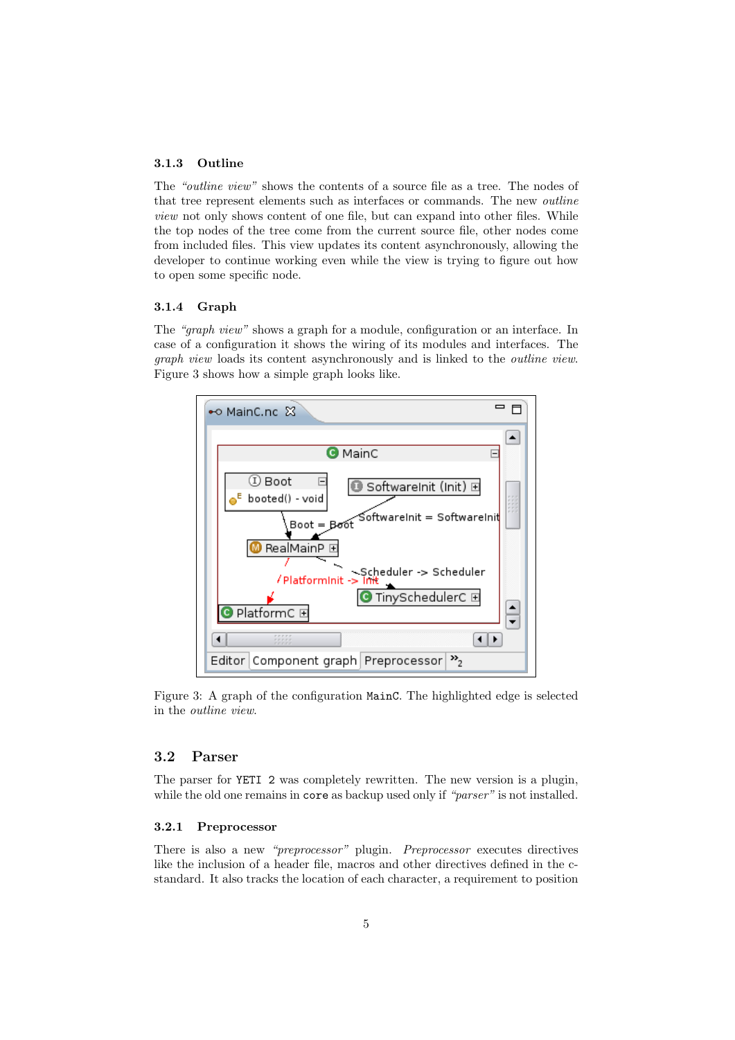### 3.1.3 Outline

The *"outline view"* shows the contents of a source file as a tree. The nodes of that tree represent elements such as interfaces or commands. The new *outline view* not only shows content of one file, but can expand into other files. While the top nodes of the tree come from the current source file, other nodes come from included files. This view updates its content asynchronously, allowing the developer to continue working even while the view is trying to figure out how to open some specific node.

### 3.1.4 Graph

The *"graph view"* shows a graph for a module, configuration or an interface. In case of a configuration it shows the wiring of its modules and interfaces. The *graph view* loads its content asynchronously and is linked to the *outline view*. Figure 3 shows how a simple graph looks like.

Figure 3: A graph of the configuration `MainC`. The highlighted edge is selected in the *outline view*.

## 3.2 Parser

The parser for `YETI 2` was completely rewritten. The new version is a plugin, while the old one remains in `core` as backup used only if *"parser"* is not installed.

### 3.2.1 Preprocessor

There is also a new *"preprocessor"* plugin. *Preprocessor* executes directives like the inclusion of a header file, macros and other directives defined in the c-standard. It also tracks the location of each character, a requirement to position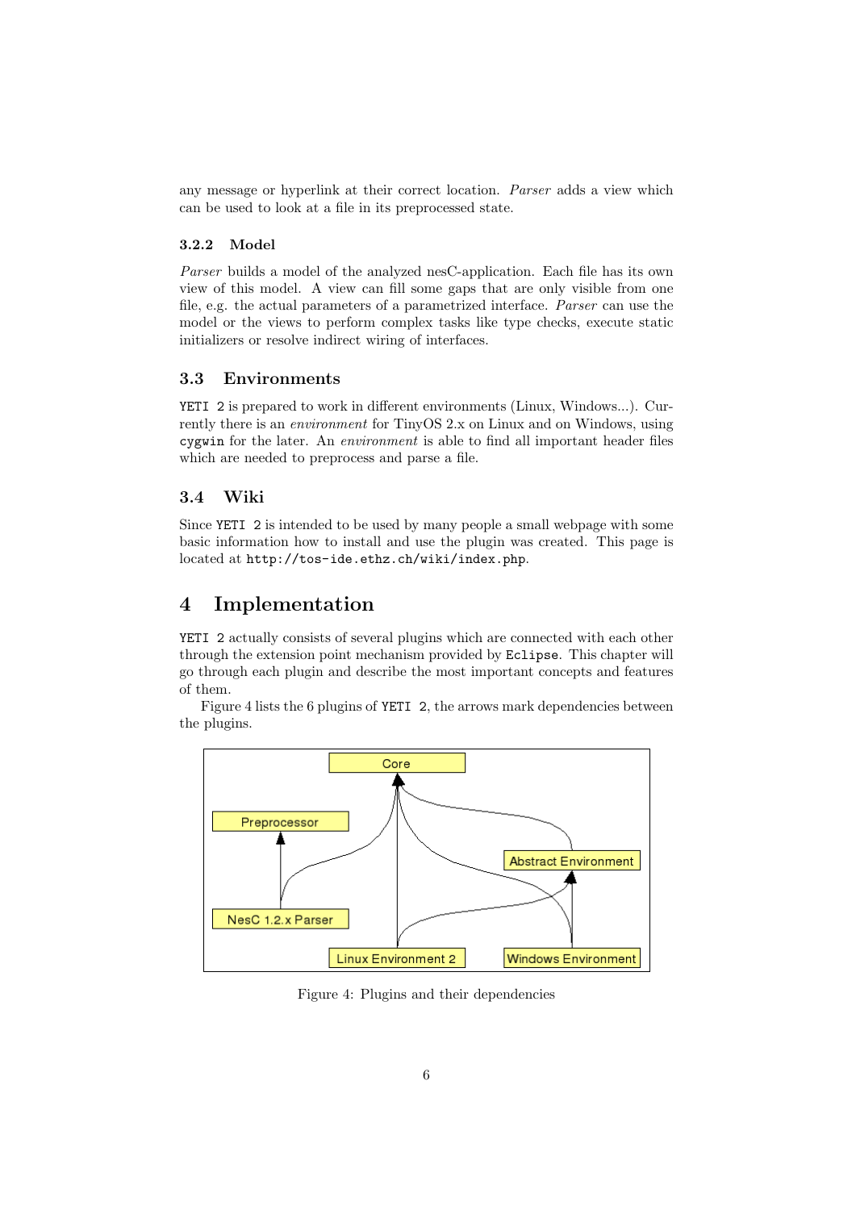any message or hyperlink at their correct location. *Parser* adds a view which can be used to look at a file in its preprocessed state.

#### 3.2.2 Model

*Parser* builds a model of the analyzed nesC-application. Each file has its own view of this model. A view can fill some gaps that are only visible from one file, e.g. the actual parameters of a parametrized interface. *Parser* can use the model or the views to perform complex tasks like type checks, execute static initializers or resolve indirect wiring of interfaces.

### 3.3 Environments

YETI 2 is prepared to work in different environments (Linux, Windows...). Currently there is an *environment* for TinyOS 2.x on Linux and on Windows, using cygwin for the later. An *environment* is able to find all important header files which are needed to preprocess and parse a file.

### 3.4 Wiki

Since YETI 2 is intended to be used by many people a small webpage with some basic information how to install and use the plugin was created. This page is located at http://tos-ide.ethz.ch/wiki/index.php.

## 4 Implementation

YETI 2 actually consists of several plugins which are connected with each other through the extension point mechanism provided by Eclipse. This chapter will go through each plugin and describe the most important concepts and features of them.

Figure 4 lists the 6 plugins of YETI 2, the arrows mark dependencies between the plugins.

Figure 4: Plugins and their dependencies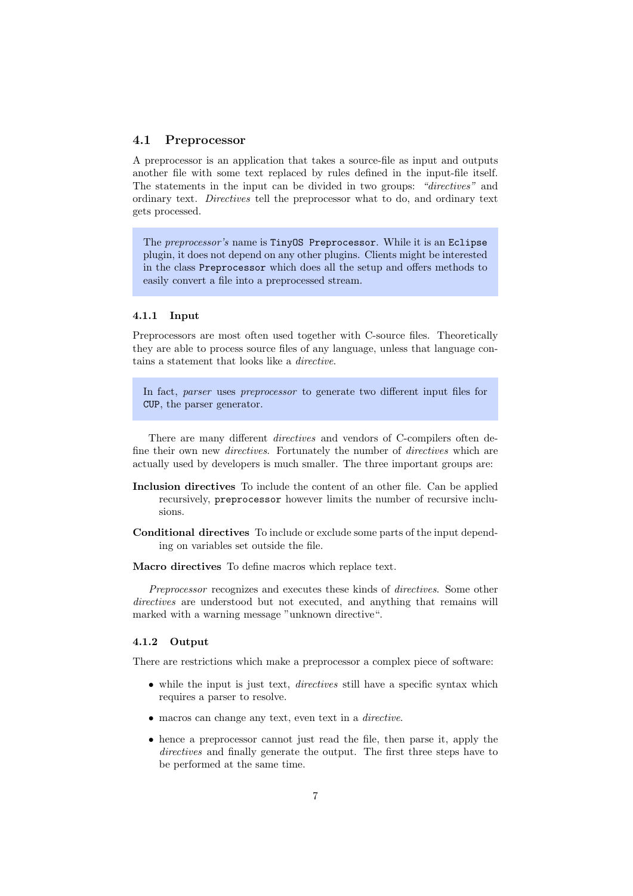## 4.1 Preprocessor

A preprocessor is an application that takes a source-file as input and outputs another file with some text replaced by rules defined in the input-file itself. The statements in the input can be divided in two groups: *"directives"* and ordinary text. *Directives* tell the preprocessor what to do, and ordinary text gets processed.

> The *preprocessor's* name is `TinyOS Preprocessor`. While it is an `Eclipse` plugin, it does not depend on any other plugins. Clients might be interested in the class `Preprocessor` which does all the setup and offers methods to easily convert a file into a preprocessed stream.

### 4.1.1 Input

Preprocessors are most often used together with C-source files. Theoretically they are able to process source files of any language, unless that language contains a statement that looks like a *directive*.

> In fact, *parser* uses *preprocessor* to generate two different input files for `CUP`, the parser generator.

There are many different *directives* and vendors of C-compilers often define their own new *directives*. Fortunately the number of *directives* which are actually used by developers is much smaller. The three important groups are:

**Inclusion directives** To include the content of an other file. Can be applied recursively, `preprocessor` however limits the number of recursive inclusions.

**Conditional directives** To include or exclude some parts of the input depending on variables set outside the file.

**Macro directives** To define macros which replace text.

*Preprocessor* recognizes and executes these kinds of *directives*. Some other *directives* are understood but not executed, and anything that remains will marked with a warning message "unknown directive".

### 4.1.2 Output

There are restrictions which make a preprocessor a complex piece of software:

- while the input is just text, *directives* still have a specific syntax which requires a parser to resolve.
- macros can change any text, even text in a *directive*.
- hence a preprocessor cannot just read the file, then parse it, apply the *directives* and finally generate the output. The first three steps have to be performed at the same time.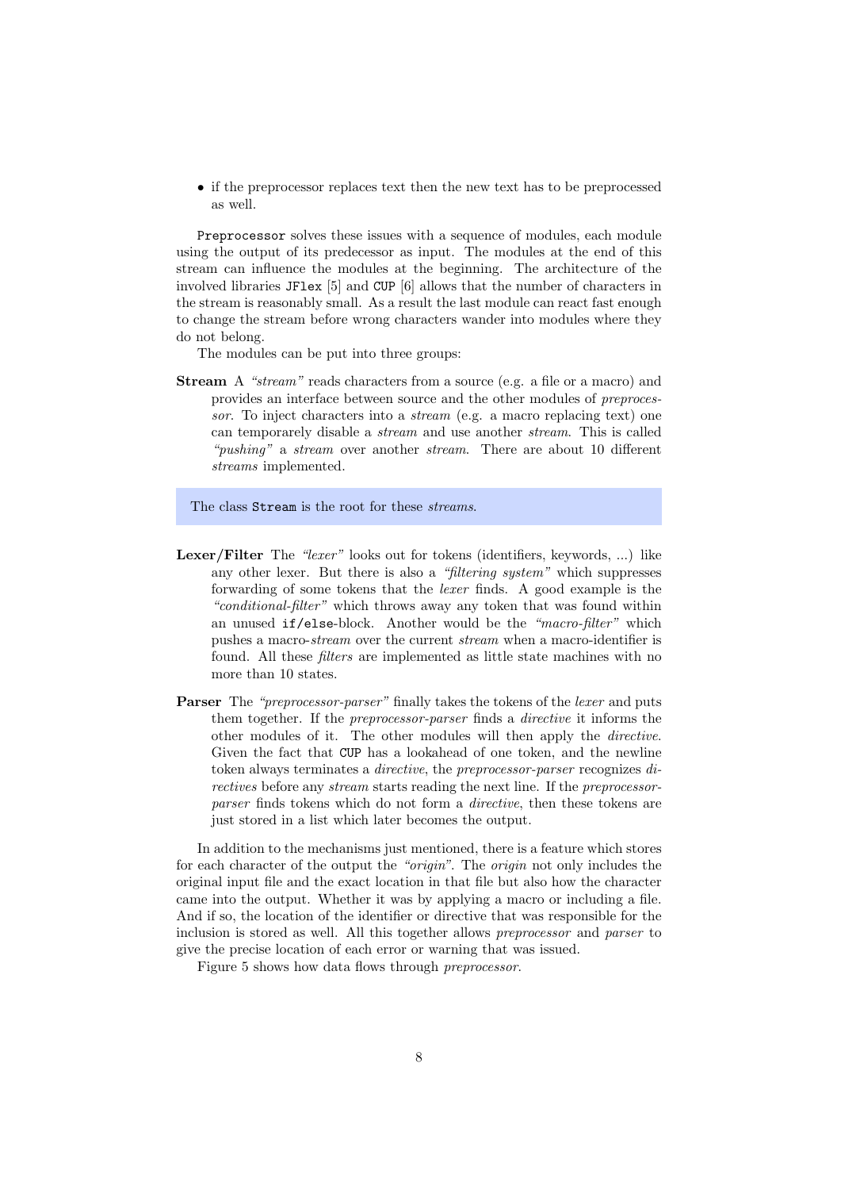- if the preprocessor replaces text then the new text has to be preprocessed as well.

`Preprocessor` solves these issues with a sequence of modules, each module using the output of its predecessor as input. The modules at the end of this stream can influence the modules at the beginning. The architecture of the involved libraries `JFlex` [5] and `CUP` [6] allows that the number of characters in the stream is reasonably small. As a result the last module can react fast enough to change the stream before wrong characters wander into modules where they do not belong.

The modules can be put into three groups:

**Stream** A *"stream"* reads characters from a source (e.g. a file or a macro) and provides an interface between source and the other modules of *preprocessor*. To inject characters into a *stream* (e.g. a macro replacing text) one can temporarely disable a *stream* and use another *stream*. This is called *"pushing"* a *stream* over another *stream*. There are about 10 different *streams* implemented.

> The class `Stream` is the root for these *streams*.

**Lexer/Filter** The *"lexer"* looks out for tokens (identifiers, keywords, ...) like any other lexer. But there is also a *"filtering system"* which suppresses forwarding of some tokens that the *lexer* finds. A good example is the *"conditional-filter"* which throws away any token that was found within an unused `if/else`-block. Another would be the *"macro-filter"* which pushes a macro-*stream* over the current *stream* when a macro-identifier is found. All these *filters* are implemented as little state machines with no more than 10 states.

**Parser** The *"preprocessor-parser"* finally takes the tokens of the *lexer* and puts them together. If the *preprocessor-parser* finds a *directive* it informs the other modules of it. The other modules will then apply the *directive*. Given the fact that `CUP` has a lookahead of one token, and the newline token always terminates a *directive*, the *preprocessor-parser* recognizes *directives* before any *stream* starts reading the next line. If the *preprocessor-parser* finds tokens which do not form a *directive*, then these tokens are just stored in a list which later becomes the output.

In addition to the mechanisms just mentioned, there is a feature which stores for each character of the output the *"origin"*. The *origin* not only includes the original input file and the exact location in that file but also how the character came into the output. Whether it was by applying a macro or including a file. And if so, the location of the identifier or directive that was responsible for the inclusion is stored as well. All this together allows *preprocessor* and *parser* to give the precise location of each error or warning that was issued.

Figure 5 shows how data flows through *preprocessor*.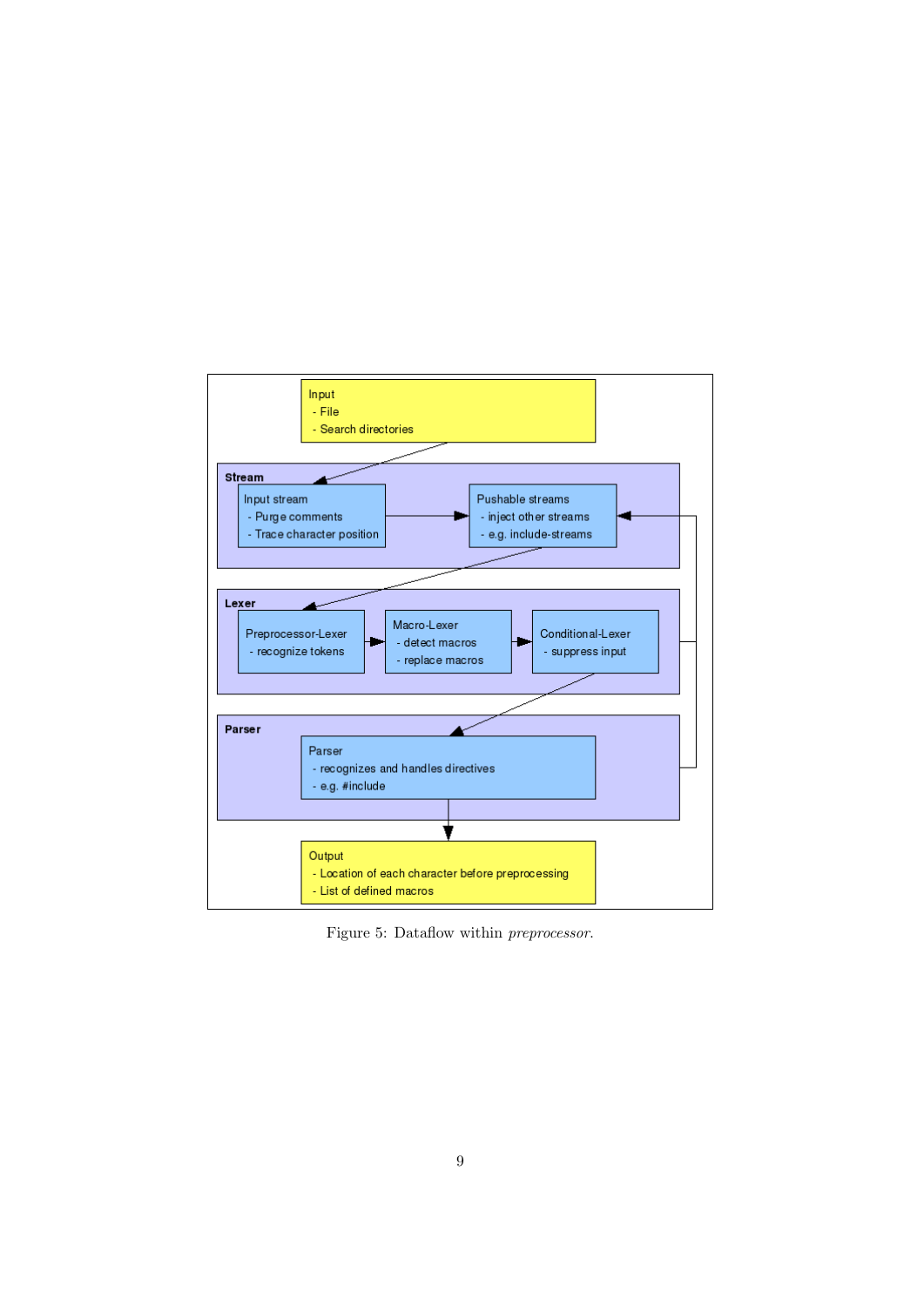**Input**
- File
- Search directories

**Stream**

Input stream
- Purge comments
- Trace character position

Pushable streams
- inject other streams
- e.g. include-streams

**Lexer**

Preprocessor-Lexer
- recognize tokens

Macro-Lexer
- detect macros
- replace macros

Conditional-Lexer
- suppress input

**Parser**

Parser
- recognizes and handles directives
- e.g. #include

**Output**
- Location of each character before preprocessing
- List of defined macros

Figure 5: Dataflow within *preprocessor*.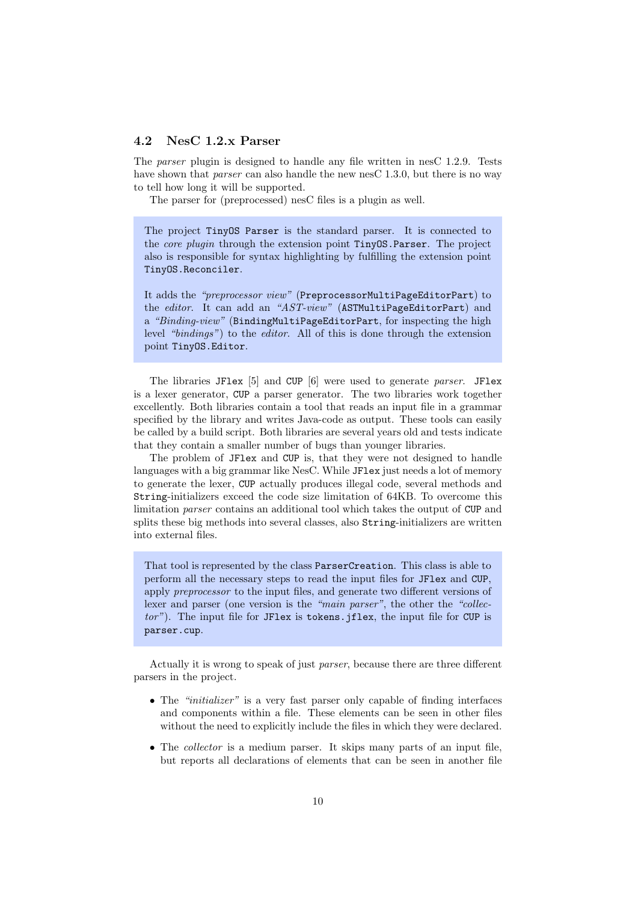### 4.2 NesC 1.2.x Parser

The *parser* plugin is designed to handle any file written in nesC 1.2.9. Tests have shown that *parser* can also handle the new nesC 1.3.0, but there is no way to tell how long it will be supported.

The parser for (preprocessed) nesC files is a plugin as well.

> The project `TinyOS Parser` is the standard parser. It is connected to the *core plugin* through the extension point `TinyOS.Parser`. The project also is responsible for syntax highlighting by fulfilling the extension point `TinyOS.Reconciler`.
>
> It adds the *"preprocessor view"* (`PreprocessorMultiPageEditorPart`) to the *editor*. It can add an *"AST-view"* (`ASTMultiPageEditorPart`) and a *"Binding-view"* (`BindingMultiPageEditorPart`, for inspecting the high level *"bindings"*) to the *editor*. All of this is done through the extension point `TinyOS.Editor`.

The libraries `JFlex` [5] and `CUP` [6] were used to generate *parser*. `JFlex` is a lexer generator, `CUP` a parser generator. The two libraries work together excellently. Both libraries contain a tool that reads an input file in a grammar specified by the library and writes Java-code as output. These tools can easily be called by a build script. Both libraries are several years old and tests indicate that they contain a smaller number of bugs than younger libraries.

The problem of `JFlex` and `CUP` is, that they were not designed to handle languages with a big grammar like NesC. While `JFlex` just needs a lot of memory to generate the lexer, `CUP` actually produces illegal code, several methods and `String`-initializers exceed the code size limitation of 64KB. To overcome this limitation *parser* contains an additional tool which takes the output of `CUP` and splits these big methods into several classes, also `String`-initializers are written into external files.

> That tool is represented by the class `ParserCreation`. This class is able to perform all the necessary steps to read the input files for `JFlex` and `CUP`, apply *preprocessor* to the input files, and generate two different versions of lexer and parser (one version is the *"main parser"*, the other the *"collector"*). The input file for `JFlex` is `tokens.jflex`, the input file for `CUP` is `parser.cup`.

Actually it is wrong to speak of just *parser*, because there are three different parsers in the project.

- The *"initializer"* is a very fast parser only capable of finding interfaces and components within a file. These elements can be seen in other files without the need to explicitly include the files in which they were declared.
- The *collector* is a medium parser. It skips many parts of an input file, but reports all declarations of elements that can be seen in another file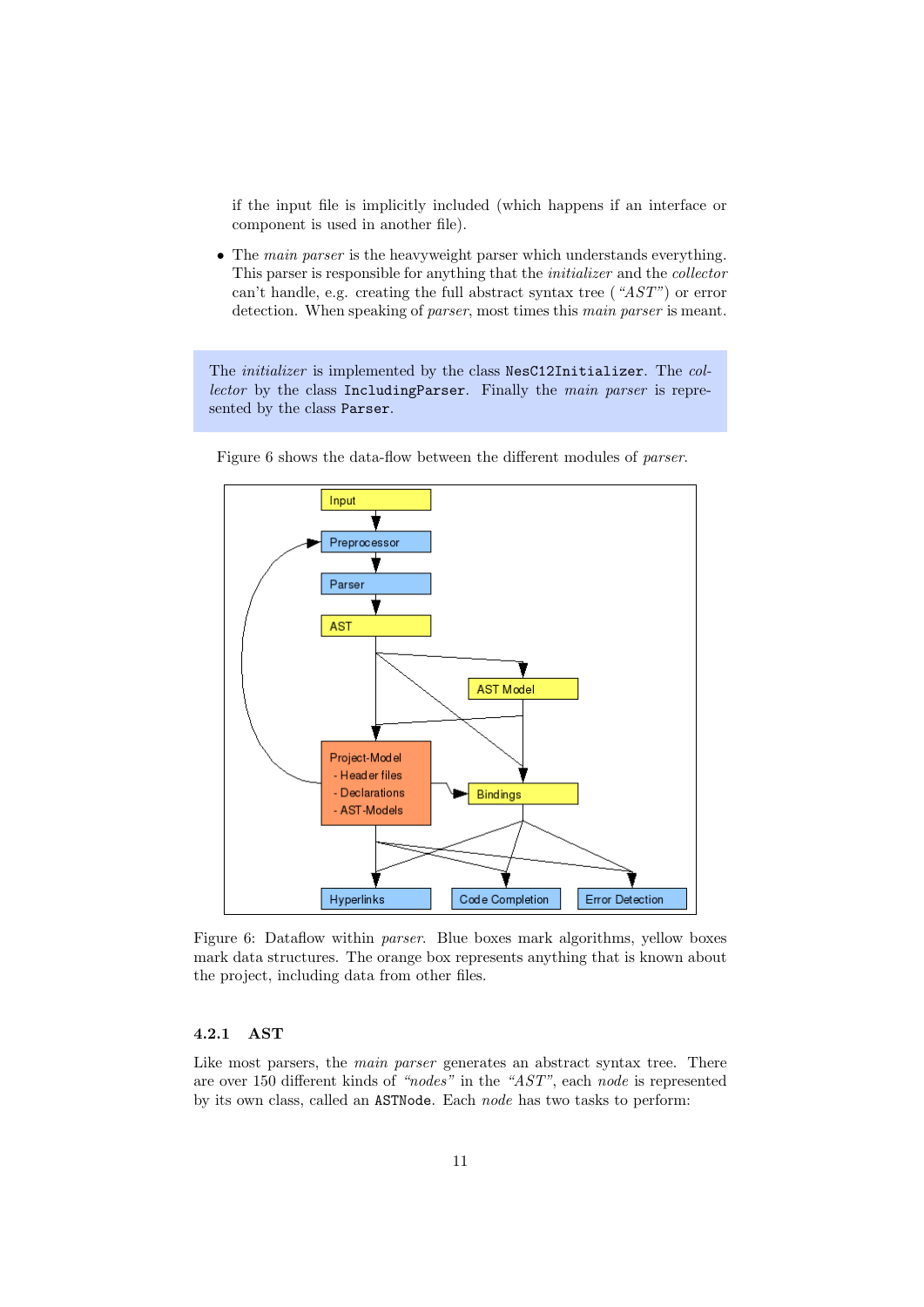if the input file is implicitly included (which happens if an interface or component is used in another file).

- The *main parser* is the heavyweight parser which understands everything. This parser is responsible for anything that the *initializer* and the *collector* can't handle, e.g. creating the full abstract syntax tree ( *"AST"*) or error detection. When speaking of *parser*, most times this *main parser* is meant.

The *initializer* is implemented by the class `NesC12Initializer`. The *collector* by the class `IncludingParser`. Finally the *main parser* is represented by the class `Parser`.

Figure 6 shows the data-flow between the different modules of *parser*.

Figure 6: Dataflow within *parser*. Blue boxes mark algorithms, yellow boxes mark data structures. The orange box represents anything that is known about the project, including data from other files.

### 4.2.1 AST

Like most parsers, the *main parser* generates an abstract syntax tree. There are over 150 different kinds of *"nodes"* in the *"AST"*, each *node* is represented by its own class, called an `ASTNode`. Each *node* has two tasks to perform: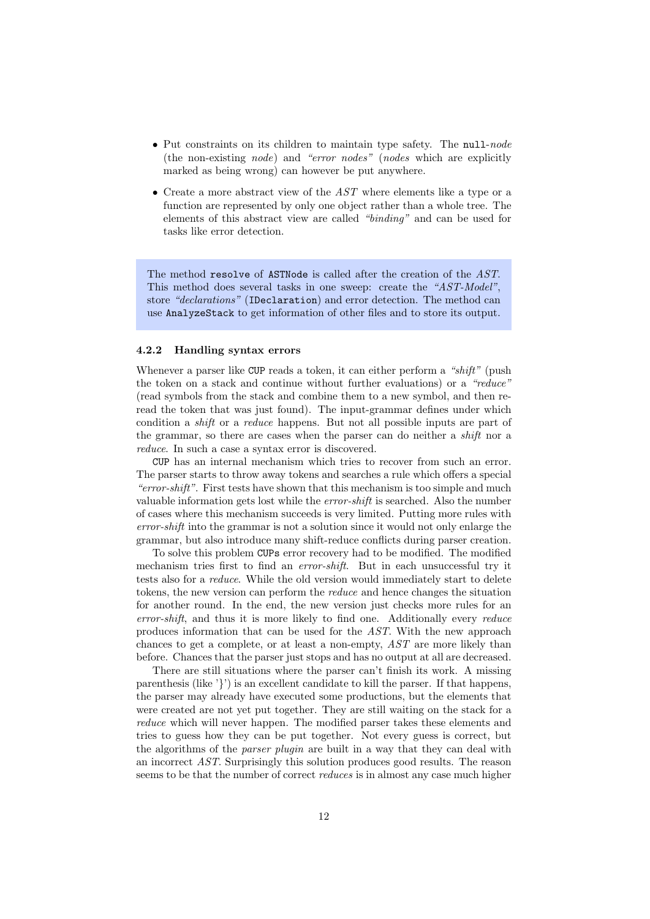- Put constraints on its children to maintain type safety. The `null`-*node* (the non-existing *node*) and *"error nodes"* (*nodes* which are explicitly marked as being wrong) can however be put anywhere.
- Create a more abstract view of the *AST* where elements like a type or a function are represented by only one object rather than a whole tree. The elements of this abstract view are called *"binding"* and can be used for tasks like error detection.

> The method `resolve` of `ASTNode` is called after the creation of the *AST*. This method does several tasks in one sweep: create the *"AST-Model"*, store *"declarations"* (`IDeclaration`) and error detection. The method can use `AnalyzeStack` to get information of other files and to store its output.

### 4.2.2 Handling syntax errors

Whenever a parser like `CUP` reads a token, it can either perform a *"shift"* (push the token on a stack and continue without further evaluations) or a *"reduce"* (read symbols from the stack and combine them to a new symbol, and then reread the token that was just found). The input-grammar defines under which condition a *shift* or a *reduce* happens. But not all possible inputs are part of the grammar, so there are cases when the parser can do neither a *shift* nor a *reduce*. In such a case a syntax error is discovered.

`CUP` has an internal mechanism which tries to recover from such an error. The parser starts to throw away tokens and searches a rule which offers a special *"error-shift"*. First tests have shown that this mechanism is too simple and much valuable information gets lost while the *error-shift* is searched. Also the number of cases where this mechanism succeeds is very limited. Putting more rules with *error-shift* into the grammar is not a solution since it would not only enlarge the grammar, but also introduce many shift-reduce conflicts during parser creation.

To solve this problem `CUP`s error recovery had to be modified. The modified mechanism tries first to find an *error-shift*. But in each unsuccessful try it tests also for a *reduce*. While the old version would immediately start to delete tokens, the new version can perform the *reduce* and hence changes the situation for another round. In the end, the new version just checks more rules for an *error-shift*, and thus it is more likely to find one. Additionally every *reduce* produces information that can be used for the *AST*. With the new approach chances to get a complete, or at least a non-empty, *AST* are more likely than before. Chances that the parser just stops and has no output at all are decreased.

There are still situations where the parser can't finish its work. A missing parenthesis (like '}') is an excellent candidate to kill the parser. If that happens, the parser may already have executed some productions, but the elements that were created are not yet put together. They are still waiting on the stack for a *reduce* which will never happen. The modified parser takes these elements and tries to guess how they can be put together. Not every guess is correct, but the algorithms of the *parser plugin* are built in a way that they can deal with an incorrect *AST*. Surprisingly this solution produces good results. The reason seems to be that the number of correct *reduces* is in almost any case much higher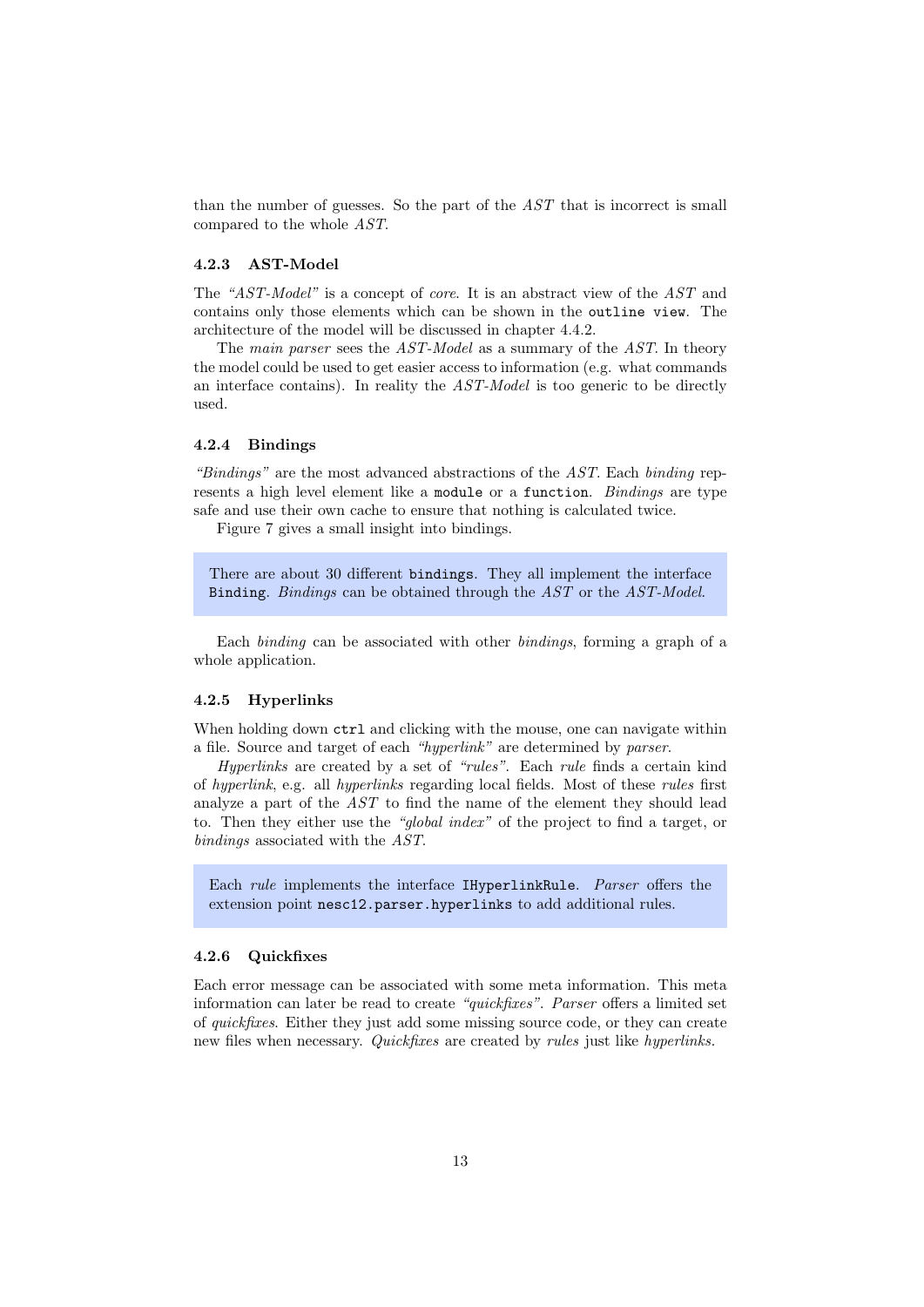than the number of guesses. So the part of the *AST* that is incorrect is small compared to the whole *AST*.

### 4.2.3 AST-Model

The *"AST-Model"* is a concept of *core*. It is an abstract view of the *AST* and contains only those elements which can be shown in the `outline view`. The architecture of the model will be discussed in chapter 4.4.2.

The *main parser* sees the *AST-Model* as a summary of the *AST*. In theory the model could be used to get easier access to information (e.g. what commands an interface contains). In reality the *AST-Model* is too generic to be directly used.

### 4.2.4 Bindings

*"Bindings"* are the most advanced abstractions of the *AST*. Each *binding* represents a high level element like a `module` or a `function`. *Bindings* are type safe and use their own cache to ensure that nothing is calculated twice.

Figure 7 gives a small insight into bindings.

> There are about 30 different `bindings`. They all implement the interface `Binding`. *Bindings* can be obtained through the *AST* or the *AST-Model*.

Each *binding* can be associated with other *bindings*, forming a graph of a whole application.

### 4.2.5 Hyperlinks

When holding down `ctrl` and clicking with the mouse, one can navigate within a file. Source and target of each *"hyperlink"* are determined by *parser*.

*Hyperlinks* are created by a set of *"rules"*. Each *rule* finds a certain kind of *hyperlink*, e.g. all *hyperlinks* regarding local fields. Most of these *rules* first analyze a part of the *AST* to find the name of the element they should lead to. Then they either use the *"global index"* of the project to find a target, or *bindings* associated with the *AST*.

> Each *rule* implements the interface `IHyperlinkRule`. *Parser* offers the extension point `nesc12.parser.hyperlinks` to add additional rules.

### 4.2.6 Quickfixes

Each error message can be associated with some meta information. This meta information can later be read to create *"quickfixes"*. *Parser* offers a limited set of *quickfixes*. Either they just add some missing source code, or they can create new files when necessary. *Quickfixes* are created by *rules* just like *hyperlinks*.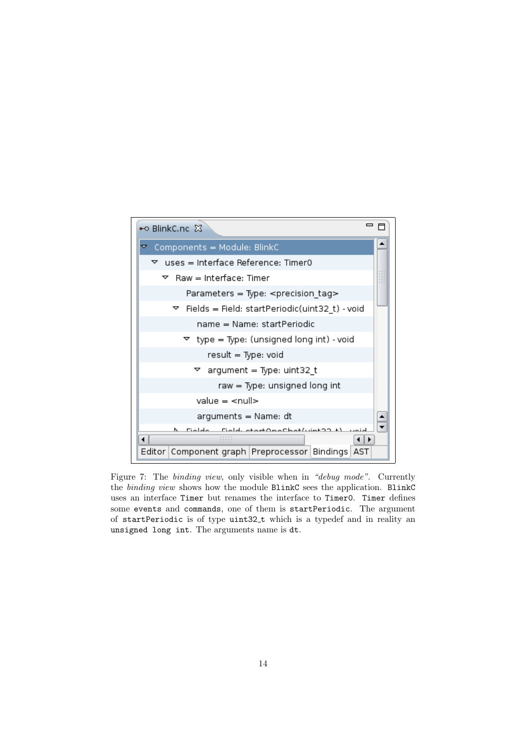| BlinkC.nc |
|---|
| Components = Module: BlinkC |
| uses = Interface Reference: Timer0 |
| Raw = Interface: Timer |
| Parameters = Type: <precision_tag> |
| Fields = Field: startPeriodic(uint32_t) - void |
| name = Name: startPeriodic |
| type = Type: (unsigned long int) - void |
| result = Type: void |
| argument = Type: uint32_t |
| raw = Type: unsigned long int |
| value = <null> |
| arguments = Name: dt |
| Fields = Field: startOneShot(uint32_t) - void |

Editor | Component graph | Preprocessor | Bindings | AST

Figure 7: The *binding view*, only visible when in *"debug mode"*. Currently the *binding view* shows how the module `BlinkC` sees the application. `BlinkC` uses an interface `Timer` but renames the interface to `Timer0`. `Timer` defines some `events` and `commands`, one of them is `startPeriodic`. The argument of `startPeriodic` is of type `uint32_t` which is a typedef and in reality an `unsigned long int`. The arguments name is `dt`.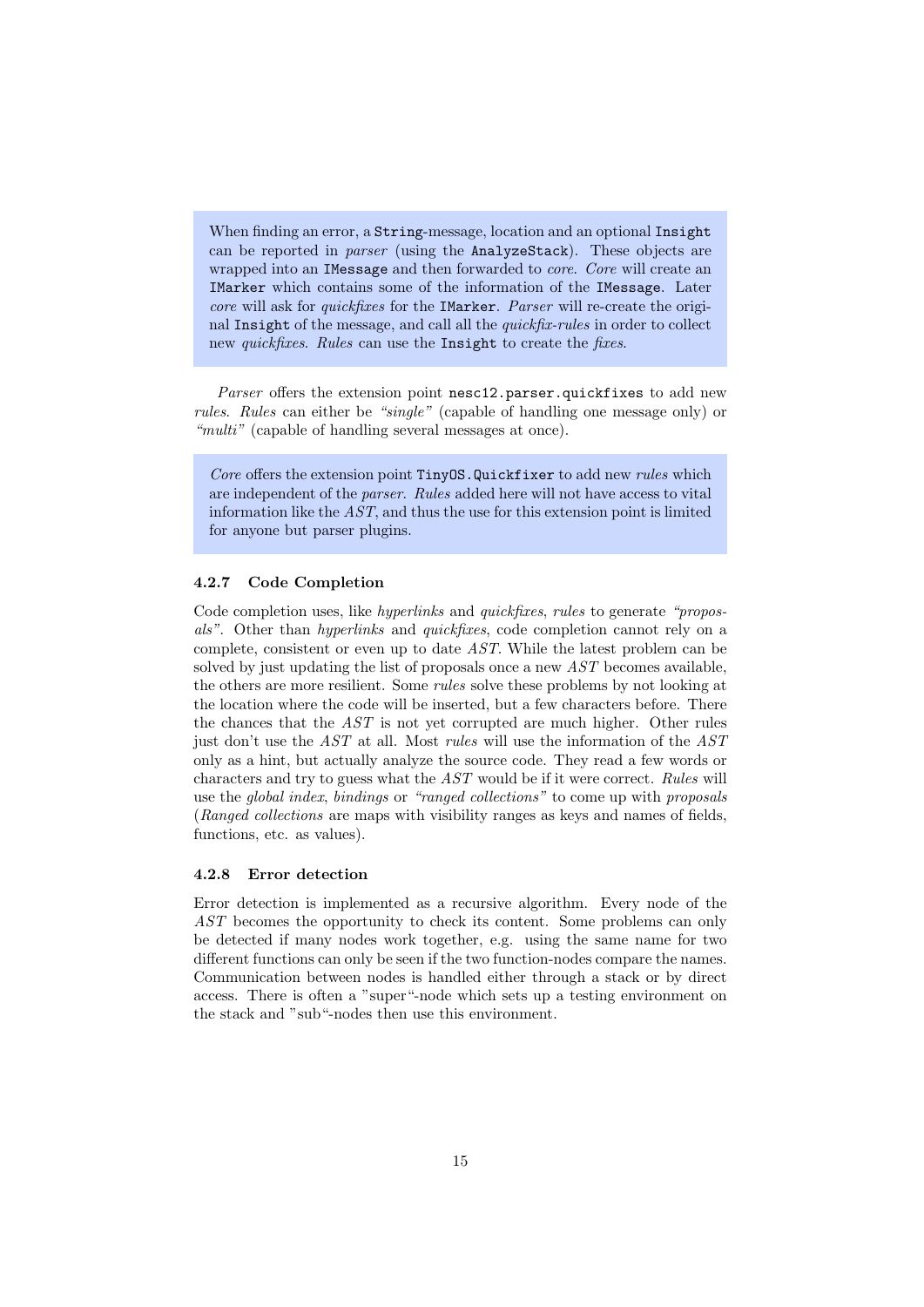> When finding an error, a `String`-message, location and an optional `Insight` can be reported in *parser* (using the `AnalyzeStack`). These objects are wrapped into an `IMessage` and then forwarded to *core*. *Core* will create an `IMarker` which contains some of the information of the `IMessage`. Later *core* will ask for *quickfixes* for the `IMarker`. *Parser* will re-create the original `Insight` of the message, and call all the *quickfix-rules* in order to collect new *quickfixes*. *Rules* can use the `Insight` to create the *fixes*.

*Parser* offers the extension point `nesc12.parser.quickfixes` to add new *rules*. *Rules* can either be *"single"* (capable of handling one message only) or *"multi"* (capable of handling several messages at once).

> *Core* offers the extension point `TinyOS.Quickfixer` to add new *rules* which are independent of the *parser*. *Rules* added here will not have access to vital information like the *AST*, and thus the use for this extension point is limited for anyone but parser plugins.

#### 4.2.7 Code Completion

Code completion uses, like *hyperlinks* and *quickfixes*, *rules* to generate *"proposals"*. Other than *hyperlinks* and *quickfixes*, code completion cannot rely on a complete, consistent or even up to date *AST*. While the latest problem can be solved by just updating the list of proposals once a new *AST* becomes available, the others are more resilient. Some *rules* solve these problems by not looking at the location where the code will be inserted, but a few characters before. There the chances that the *AST* is not yet corrupted are much higher. Other rules just don't use the *AST* at all. Most *rules* will use the information of the *AST* only as a hint, but actually analyze the source code. They read a few words or characters and try to guess what the *AST* would be if it were correct. *Rules* will use the *global index*, *bindings* or *"ranged collections"* to come up with *proposals* (*Ranged collections* are maps with visibility ranges as keys and names of fields, functions, etc. as values).

#### 4.2.8 Error detection

Error detection is implemented as a recursive algorithm. Every node of the *AST* becomes the opportunity to check its content. Some problems can only be detected if many nodes work together, e.g. using the same name for two different functions can only be seen if the two function-nodes compare the names. Communication between nodes is handled either through a stack or by direct access. There is often a "super"-node which sets up a testing environment on the stack and "sub"-nodes then use this environment.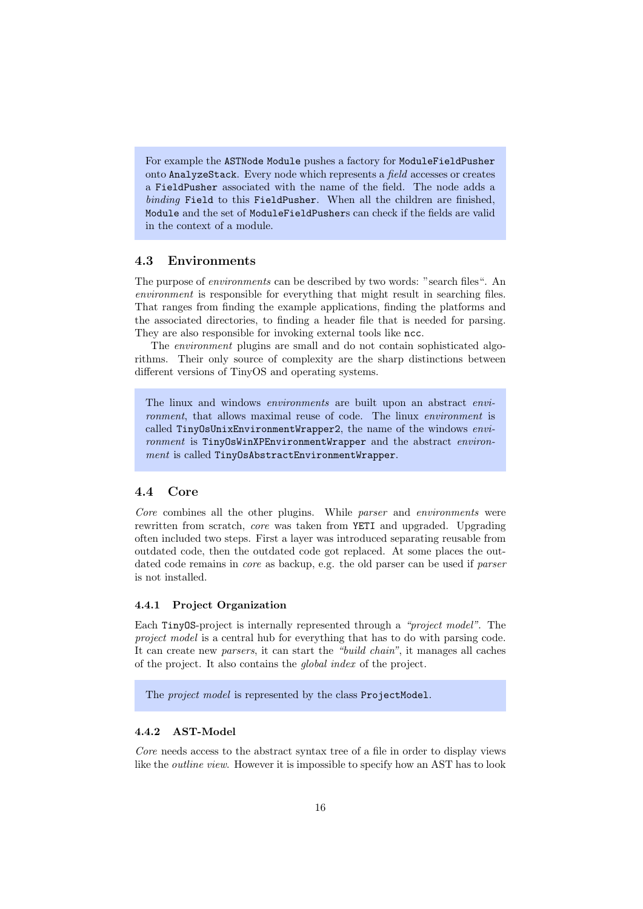For example the `ASTNode` `Module` pushes a factory for `ModuleFieldPusher` onto `AnalyzeStack`. Every node which represents a *field* accesses or creates a `FieldPusher` associated with the name of the field. The node adds a *binding* `Field` to this `FieldPusher`. When all the children are finished, `Module` and the set of `ModuleFieldPusher`s can check if the fields are valid in the context of a module.

## 4.3 Environments

The purpose of *environments* can be described by two words: "search files". An *environment* is responsible for everything that might result in searching files. That ranges from finding the example applications, finding the platforms and the associated directories, to finding a header file that is needed for parsing. They are also responsible for invoking external tools like `ncc`.

The *environment* plugins are small and do not contain sophisticated algorithms. Their only source of complexity are the sharp distinctions between different versions of TinyOS and operating systems.

The linux and windows *environments* are built upon an abstract *environment*, that allows maximal reuse of code. The linux *environment* is called `TinyOsUnixEnvironmentWrapper2`, the name of the windows *environment* is `TinyOsWinXPEnvironmentWrapper` and the abstract *environment* is called `TinyOsAbstractEnvironmentWrapper`.

## 4.4 Core

*Core* combines all the other plugins. While *parser* and *environments* were rewritten from scratch, *core* was taken from `YETI` and upgraded. Upgrading often included two steps. First a layer was introduced separating reusable from outdated code, then the outdated code got replaced. At some places the outdated code remains in *core* as backup, e.g. the old parser can be used if *parser* is not installed.

### 4.4.1 Project Organization

Each `TinyOS`-project is internally represented through a *"project model"*. The *project model* is a central hub for everything that has to do with parsing code. It can create new *parsers*, it can start the *"build chain"*, it manages all caches of the project. It also contains the *global index* of the project.

The *project model* is represented by the class `ProjectModel`.

### 4.4.2 AST-Model

*Core* needs access to the abstract syntax tree of a file in order to display views like the *outline view*. However it is impossible to specify how an AST has to look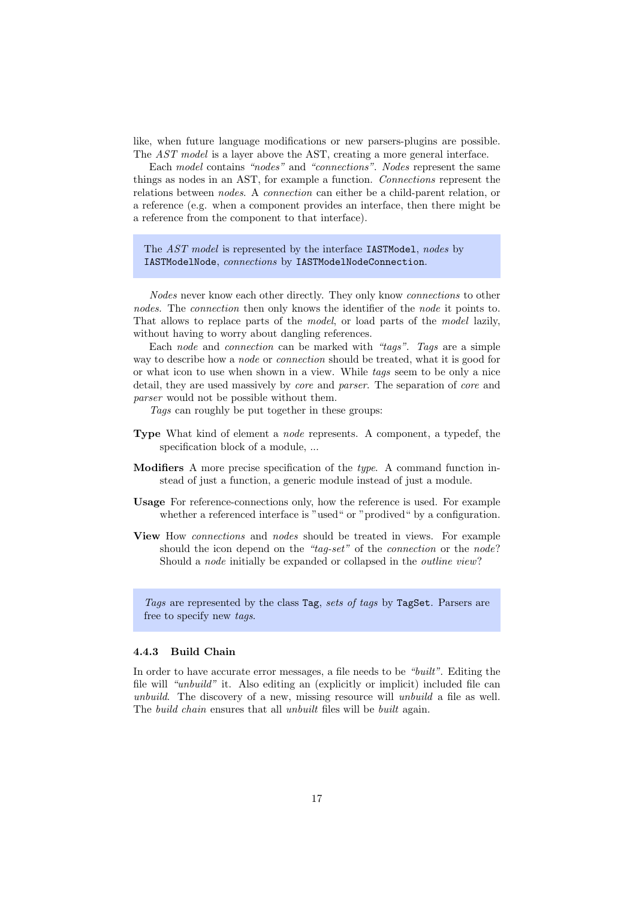like, when future language modifications or new parsers-plugins are possible. The *AST model* is a layer above the AST, creating a more general interface.

Each *model* contains *"nodes"* and *"connections"*. *Nodes* represent the same things as nodes in an AST, for example a function. *Connections* represent the relations between *nodes*. A *connection* can either be a child-parent relation, or a reference (e.g. when a component provides an interface, then there might be a reference from the component to that interface).

> The *AST model* is represented by the interface `IASTModel`, *nodes* by `IASTModelNode`, *connections* by `IASTModelNodeConnection`.

*Nodes* never know each other directly. They only know *connections* to other *nodes*. The *connection* then only knows the identifier of the *node* it points to. That allows to replace parts of the *model*, or load parts of the *model* lazily, without having to worry about dangling references.

Each *node* and *connection* can be marked with *"tags"*. *Tags* are a simple way to describe how a *node* or *connection* should be treated, what it is good for or what icon to use when shown in a view. While *tags* seem to be only a nice detail, they are used massively by *core* and *parser*. The separation of *core* and *parser* would not be possible without them.

*Tags* can roughly be put together in these groups:

**Type** What kind of element a *node* represents. A component, a typedef, the specification block of a module, ...

**Modifiers** A more precise specification of the *type*. A command function instead of just a function, a generic module instead of just a module.

**Usage** For reference-connections only, how the reference is used. For example whether a referenced interface is "used" or "prodived" by a configuration.

**View** How *connections* and *nodes* should be treated in views. For example should the icon depend on the *"tag-set"* of the *connection* or the *node*? Should a *node* initially be expanded or collapsed in the *outline view*?

> *Tags* are represented by the class `Tag`, *sets of tags* by `TagSet`. Parsers are free to specify new *tags*.

### 4.4.3 Build Chain

In order to have accurate error messages, a file needs to be *"built"*. Editing the file will *"unbuild"* it. Also editing an (explicitly or implicit) included file can *unbuild*. The discovery of a new, missing resource will *unbuild* a file as well. The *build chain* ensures that all *unbuilt* files will be *built* again.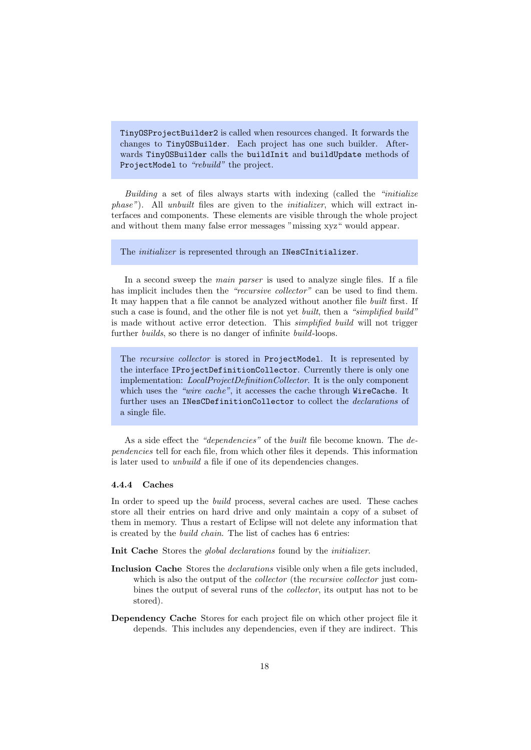> `TinyOSProjectBuilder2` is called when resources changed. It forwards the changes to `TinyOSBuilder`. Each project has one such builder. Afterwards `TinyOSBuilder` calls the `buildInit` and `buildUpdate` methods of `ProjectModel` to *"rebuild"* the project.

*Building* a set of files always starts with indexing (called the *"initialize phase"*). All *unbuilt* files are given to the *initializer*, which will extract interfaces and components. These elements are visible through the whole project and without them many false error messages "missing xyz" would appear.

> The *initializer* is represented through an `INesCInitializer`.

In a second sweep the *main parser* is used to analyze single files. If a file has implicit includes then the *"recursive collector"* can be used to find them. It may happen that a file cannot be analyzed without another file *built* first. If such a case is found, and the other file is not yet *built*, then a *"simplified build"* is made without active error detection. This *simplified build* will not trigger further *builds*, so there is no danger of infinite *build*-loops.

> The *recursive collector* is stored in `ProjectModel`. It is represented by the interface `IProjectDefinitionCollector`. Currently there is only one implementation: *LocalProjectDefinitionCollector*. It is the only component which uses the *"wire cache"*, it accesses the cache through `WireCache`. It further uses an `INesCDefinitionCollector` to collect the *declarations* of a single file.

As a side effect the *"dependencies"* of the *built* file become known. The *dependencies* tell for each file, from which other files it depends. This information is later used to *unbuild* a file if one of its dependencies changes.

### 4.4.4 Caches

In order to speed up the *build* process, several caches are used. These caches store all their entries on hard drive and only maintain a copy of a subset of them in memory. Thus a restart of Eclipse will not delete any information that is created by the *build chain*. The list of caches has 6 entries:

**Init Cache** Stores the *global declarations* found by the *initializer*.

**Inclusion Cache** Stores the *declarations* visible only when a file gets included, which is also the output of the *collector* (the *recursive collector* just combines the output of several runs of the *collector*, its output has not to be stored).

**Dependency Cache** Stores for each project file on which other project file it depends. This includes any dependencies, even if they are indirect. This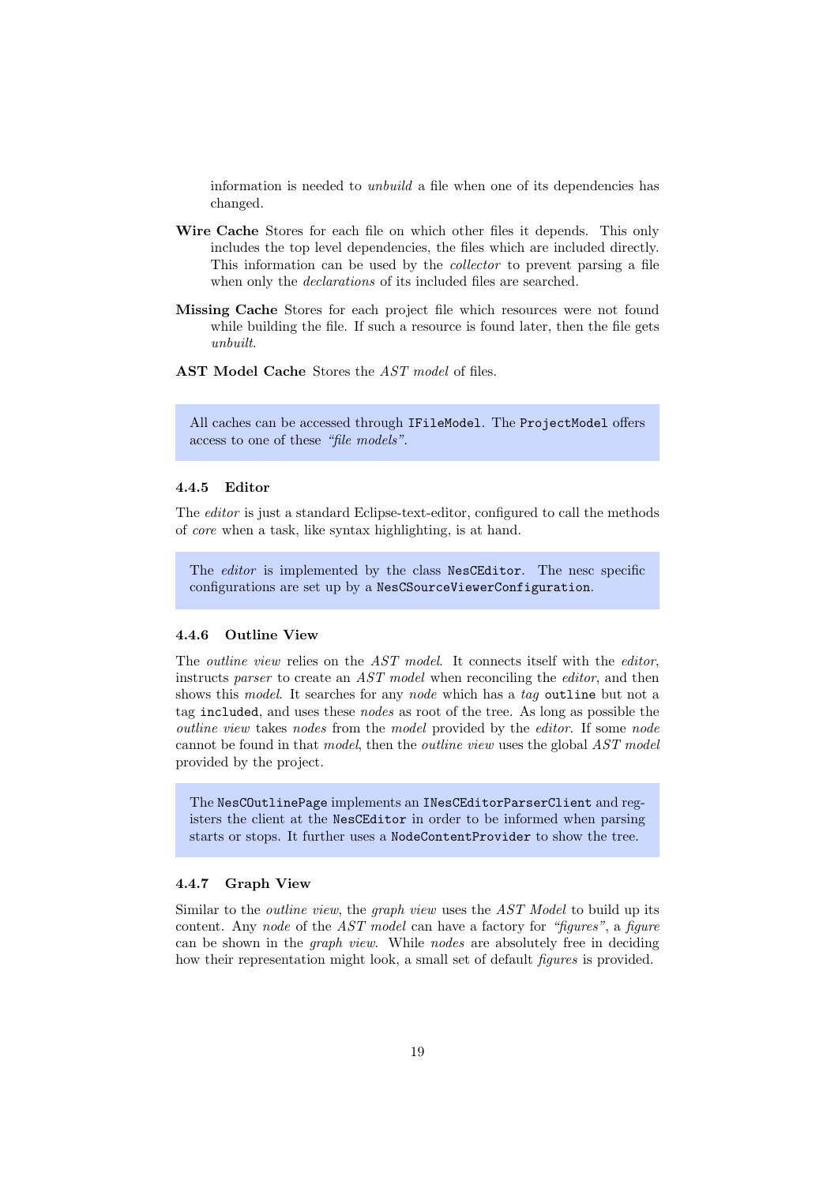information is needed to *unbuild* a file when one of its dependencies has changed.

**Wire Cache** Stores for each file on which other files it depends. This only includes the top level dependencies, the files which are included directly. This information can be used by the *collector* to prevent parsing a file when only the *declarations* of its included files are searched.

**Missing Cache** Stores for each project file which resources were not found while building the file. If such a resource is found later, then the file gets *unbuilt*.

**AST Model Cache** Stores the *AST model* of files.

> All caches can be accessed through `IFileModel`. The `ProjectModel` offers access to one of these *"file models"*.

#### 4.4.5 Editor

The *editor* is just a standard Eclipse-text-editor, configured to call the methods of *core* when a task, like syntax highlighting, is at hand.

> The *editor* is implemented by the class `NesCEditor`. The nesc specific configurations are set up by a `NesCSourceViewerConfiguration`.

#### 4.4.6 Outline View

The *outline view* relies on the *AST model*. It connects itself with the *editor*, instructs *parser* to create an *AST model* when reconciling the *editor*, and then shows this *model*. It searches for any *node* which has a *tag* `outline` but not a tag `included`, and uses these *nodes* as root of the tree. As long as possible the *outline view* takes *nodes* from the *model* provided by the *editor*. If some *node* cannot be found in that *model*, then the *outline view* uses the global *AST model* provided by the project.

> The `NesCOutlinePage` implements an `INesCEditorParserClient` and registers the client at the `NesCEditor` in order to be informed when parsing starts or stops. It further uses a `NodeContentProvider` to show the tree.

#### 4.4.7 Graph View

Similar to the *outline view*, the *graph view* uses the *AST Model* to build up its content. Any *node* of the *AST model* can have a factory for *"figures"*, a *figure* can be shown in the *graph view*. While *nodes* are absolutely free in deciding how their representation might look, a small set of default *figures* is provided.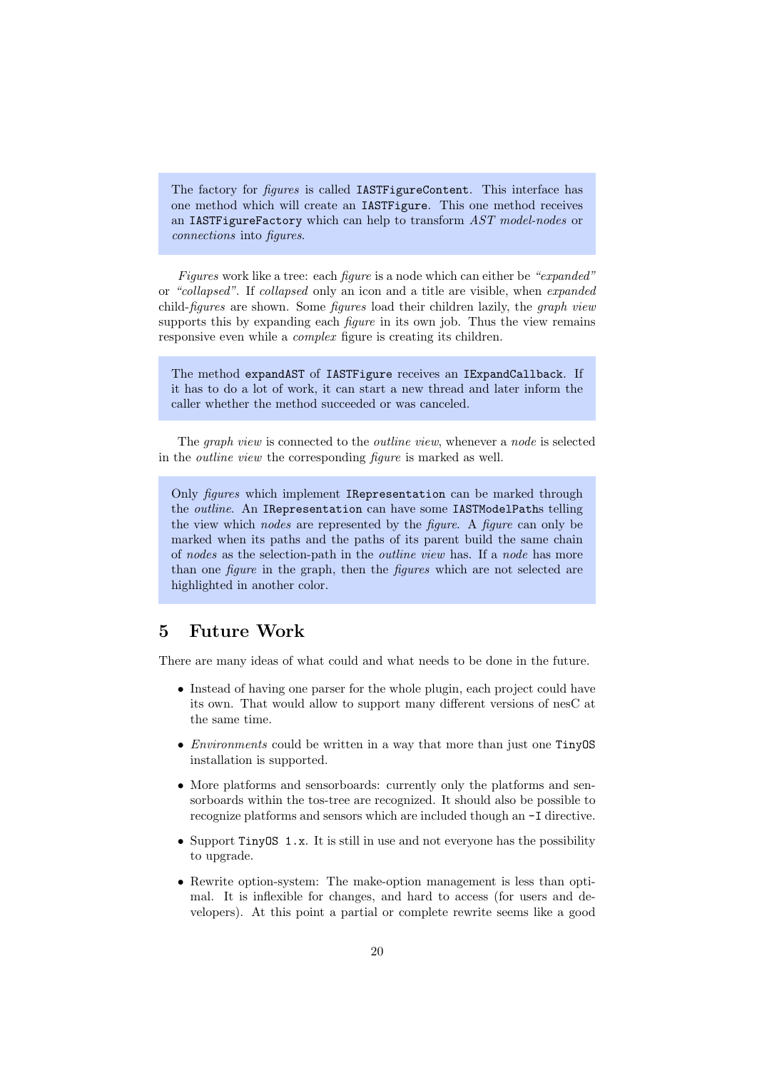The factory for *figures* is called `IASTFigureContent`. This interface has one method which will create an `IASTFigure`. This one method receives an `IASTFigureFactory` which can help to transform *AST model-nodes* or *connections* into *figures*.

*Figures* work like a tree: each *figure* is a node which can either be *"expanded"* or *"collapsed"*. If *collapsed* only an icon and a title are visible, when *expanded* child-*figures* are shown. Some *figures* load their children lazily, the *graph view* supports this by expanding each *figure* in its own job. Thus the view remains responsive even while a *complex* figure is creating its children.

The method `expandAST` of `IASTFigure` receives an `IExpandCallback`. If it has to do a lot of work, it can start a new thread and later inform the caller whether the method succeeded or was canceled.

The *graph view* is connected to the *outline view*, whenever a *node* is selected in the *outline view* the corresponding *figure* is marked as well.

Only *figures* which implement `IRepresentation` can be marked through the *outline*. An `IRepresentation` can have some `IASTModelPath`s telling the view which *nodes* are represented by the *figure*. A *figure* can only be marked when its paths and the paths of its parent build the same chain of *nodes* as the selection-path in the *outline view* has. If a *node* has more than one *figure* in the graph, then the *figures* which are not selected are highlighted in another color.

## 5 Future Work

There are many ideas of what could and what needs to be done in the future.

- Instead of having one parser for the whole plugin, each project could have its own. That would allow to support many different versions of nesC at the same time.
- *Environments* could be written in a way that more than just one `TinyOS` installation is supported.
- More platforms and sensorboards: currently only the platforms and sensorboards within the tos-tree are recognized. It should also be possible to recognize platforms and sensors which are included though an `-I` directive.
- Support `TinyOS 1.x`. It is still in use and not everyone has the possibility to upgrade.
- Rewrite option-system: The make-option management is less than optimal. It is inflexible for changes, and hard to access (for users and developers). At this point a partial or complete rewrite seems like a good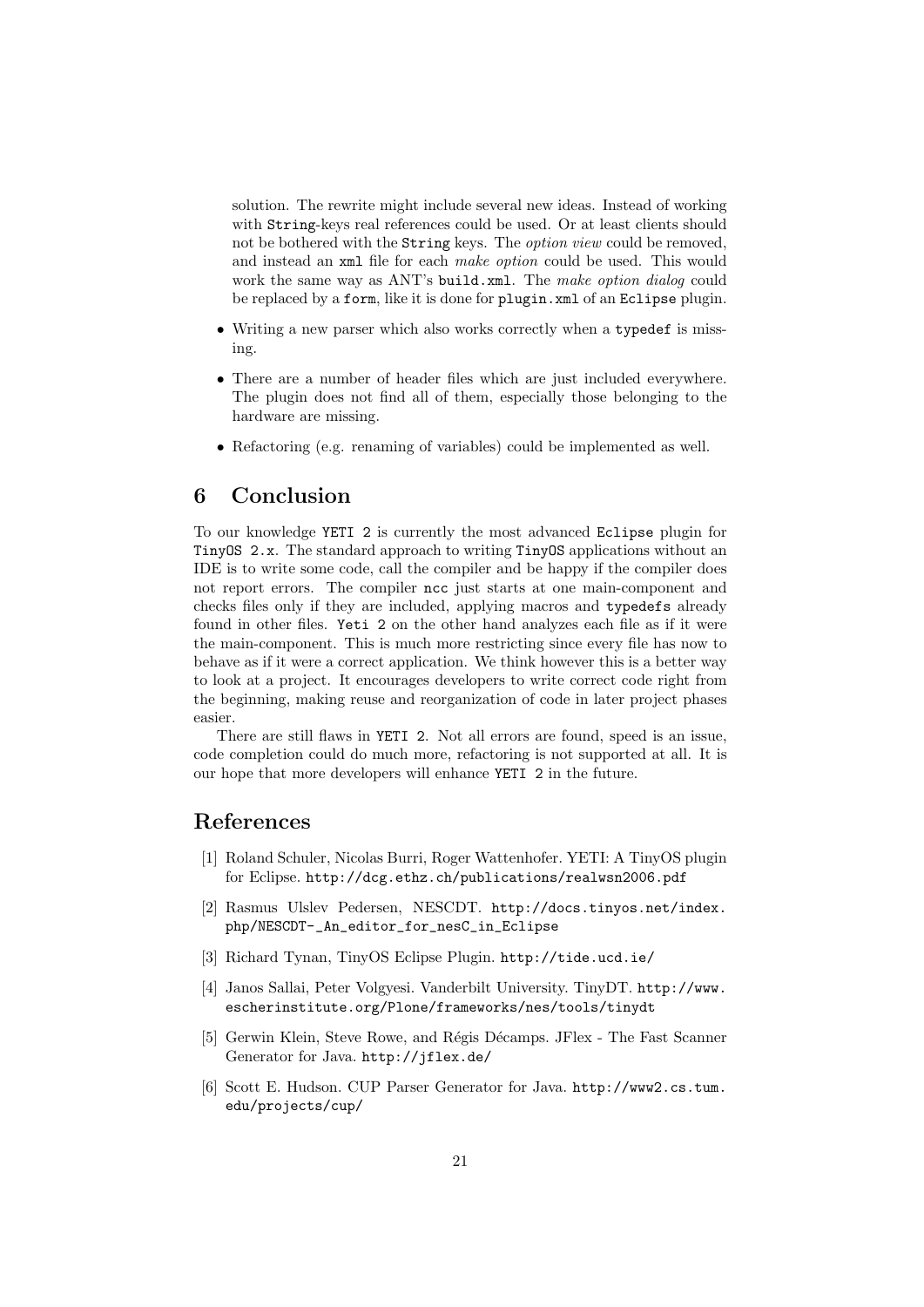solution. The rewrite might include several new ideas. Instead of working with `String`-keys real references could be used. Or at least clients should not be bothered with the `String` keys. The *option view* could be removed, and instead an `xml` file for each *make option* could be used. This would work the same way as ANT's `build.xml`. The *make option dialog* could be replaced by a `form`, like it is done for `plugin.xml` of an `Eclipse` plugin.

- Writing a new parser which also works correctly when a `typedef` is missing.
- There are a number of header files which are just included everywhere. The plugin does not find all of them, especially those belonging to the hardware are missing.
- Refactoring (e.g. renaming of variables) could be implemented as well.

## 6 Conclusion

To our knowledge `YETI 2` is currently the most advanced `Eclipse` plugin for `TinyOS 2.x`. The standard approach to writing `TinyOS` applications without an IDE is to write some code, call the compiler and be happy if the compiler does not report errors. The compiler `ncc` just starts at one main-component and checks files only if they are included, applying macros and `typedefs` already found in other files. `Yeti 2` on the other hand analyzes each file as if it were the main-component. This is much more restricting since every file has now to behave as if it were a correct application. We think however this is a better way to look at a project. It encourages developers to write correct code right from the beginning, making reuse and reorganization of code in later project phases easier.

There are still flaws in `YETI 2`. Not all errors are found, speed is an issue, code completion could do much more, refactoring is not supported at all. It is our hope that more developers will enhance `YETI 2` in the future.

## References

[1] Roland Schuler, Nicolas Burri, Roger Wattenhofer. YETI: A TinyOS plugin for Eclipse. `http://dcg.ethz.ch/publications/realwsn2006.pdf`

[2] Rasmus Ulslev Pedersen, NESCDT. `http://docs.tinyos.net/index.php/NESCDT-_An_editor_for_nesC_in_Eclipse`

[3] Richard Tynan, TinyOS Eclipse Plugin. `http://tide.ucd.ie/`

[4] Janos Sallai, Peter Volgyesi. Vanderbilt University. TinyDT. `http://www.escherinstitute.org/Plone/frameworks/nes/tools/tinydt`

[5] Gerwin Klein, Steve Rowe, and Régis Décamps. JFlex - The Fast Scanner Generator for Java. `http://jflex.de/`

[6] Scott E. Hudson. CUP Parser Generator for Java. `http://www2.cs.tum.edu/projects/cup/`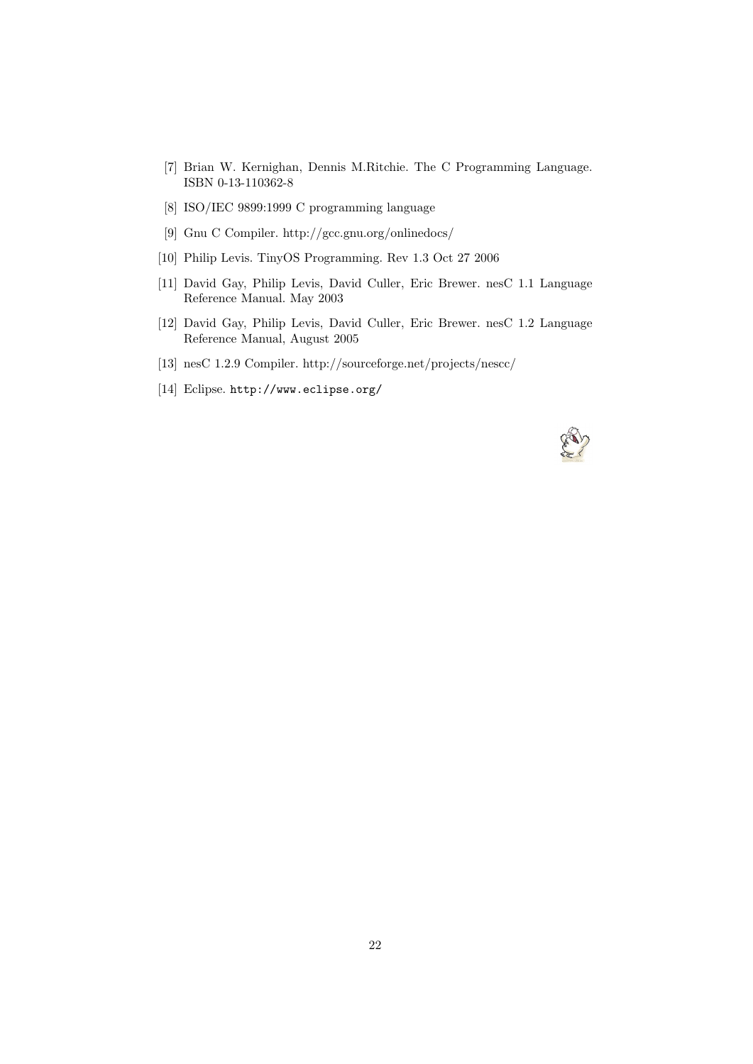[7] Brian W. Kernighan, Dennis M.Ritchie. The C Programming Language. ISBN 0-13-110362-8

[8] ISO/IEC 9899:1999 C programming language

[9] Gnu C Compiler. http://gcc.gnu.org/onlinedocs/

[10] Philip Levis. TinyOS Programming. Rev 1.3 Oct 27 2006

[11] David Gay, Philip Levis, David Culler, Eric Brewer. nesC 1.1 Language Reference Manual. May 2003

[12] David Gay, Philip Levis, David Culler, Eric Brewer. nesC 1.2 Language Reference Manual, August 2005

[13] nesC 1.2.9 Compiler. http://sourceforge.net/projects/nescc/

[14] Eclipse. `http://www.eclipse.org/`